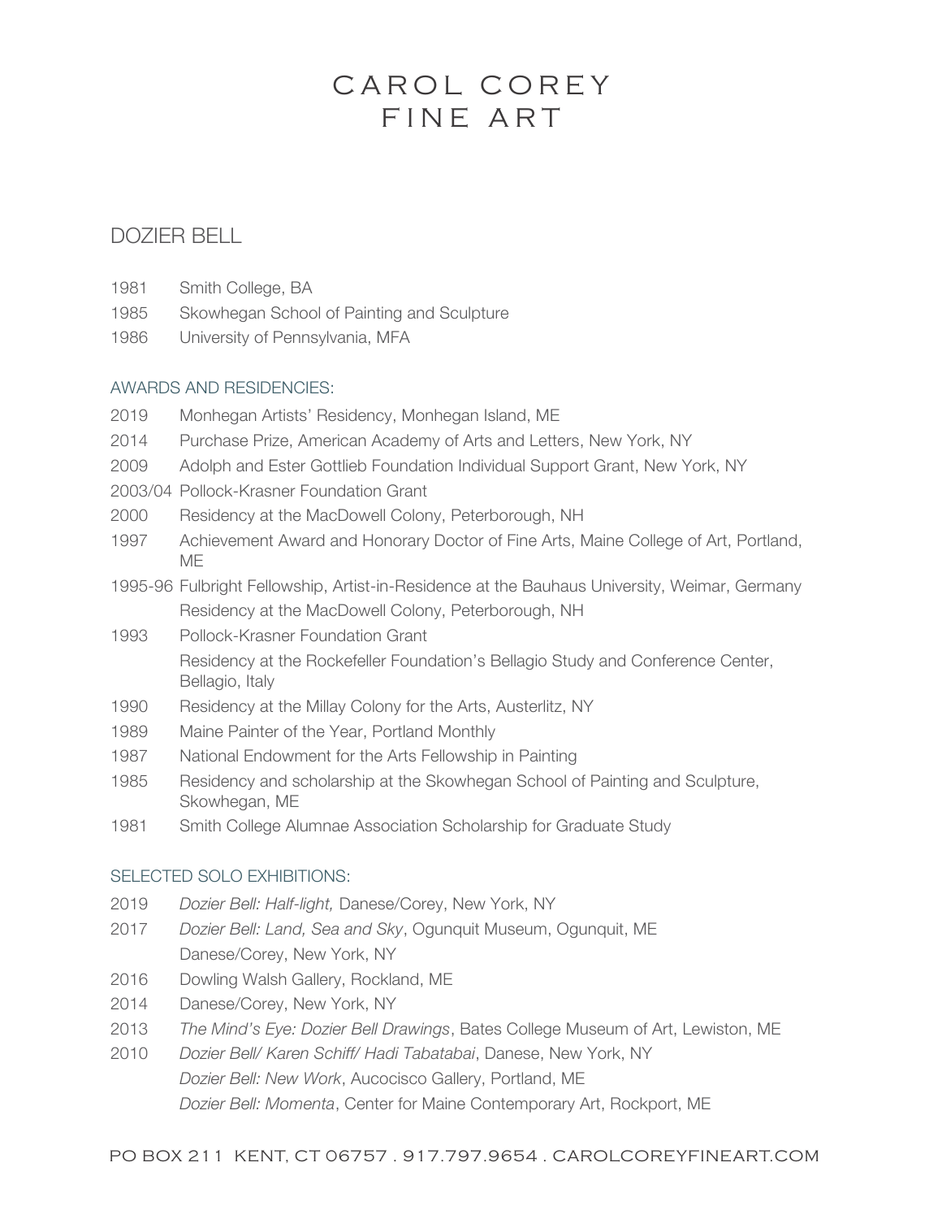# CAROL COREY FINE ART

## DOZIER BELL

1981 Smith College, BA
1985 Skowhegan School of Painting and Sculpture
1986 University of Pennsylvania, MFA

### AWARDS AND RESIDENCIES:

2019 Monhegan Artists' Residency, Monhegan Island, ME
2014 Purchase Prize, American Academy of Arts and Letters, New York, NY
2009 Adolph and Ester Gottlieb Foundation Individual Support Grant, New York, NY
2003/04 Pollock-Krasner Foundation Grant
2000 Residency at the MacDowell Colony, Peterborough, NH
1997 Achievement Award and Honorary Doctor of Fine Arts, Maine College of Art, Portland, ME
1995-96 Fulbright Fellowship, Artist-in-Residence at the Bauhaus University, Weimar, Germany
Residency at the MacDowell Colony, Peterborough, NH
1993 Pollock-Krasner Foundation Grant
Residency at the Rockefeller Foundation's Bellagio Study and Conference Center, Bellagio, Italy
1990 Residency at the Millay Colony for the Arts, Austerlitz, NY
1989 Maine Painter of the Year, Portland Monthly
1987 National Endowment for the Arts Fellowship in Painting
1985 Residency and scholarship at the Skowhegan School of Painting and Sculpture, Skowhegan, ME
1981 Smith College Alumnae Association Scholarship for Graduate Study

### SELECTED SOLO EXHIBITIONS:

2019 *Dozier Bell: Half-light,* Danese/Corey, New York, NY
2017 *Dozier Bell: Land, Sea and Sky*, Ogunquit Museum, Ogunquit, ME
Danese/Corey, New York, NY
2016 Dowling Walsh Gallery, Rockland, ME
2014 Danese/Corey, New York, NY
2013 *The Mind's Eye: Dozier Bell Drawings*, Bates College Museum of Art, Lewiston, ME
2010 *Dozier Bell/ Karen Schiff/ Hadi Tabatabai*, Danese, New York, NY
*Dozier Bell: New Work*, Aucocisco Gallery, Portland, ME
*Dozier Bell: Momenta*, Center for Maine Contemporary Art, Rockport, ME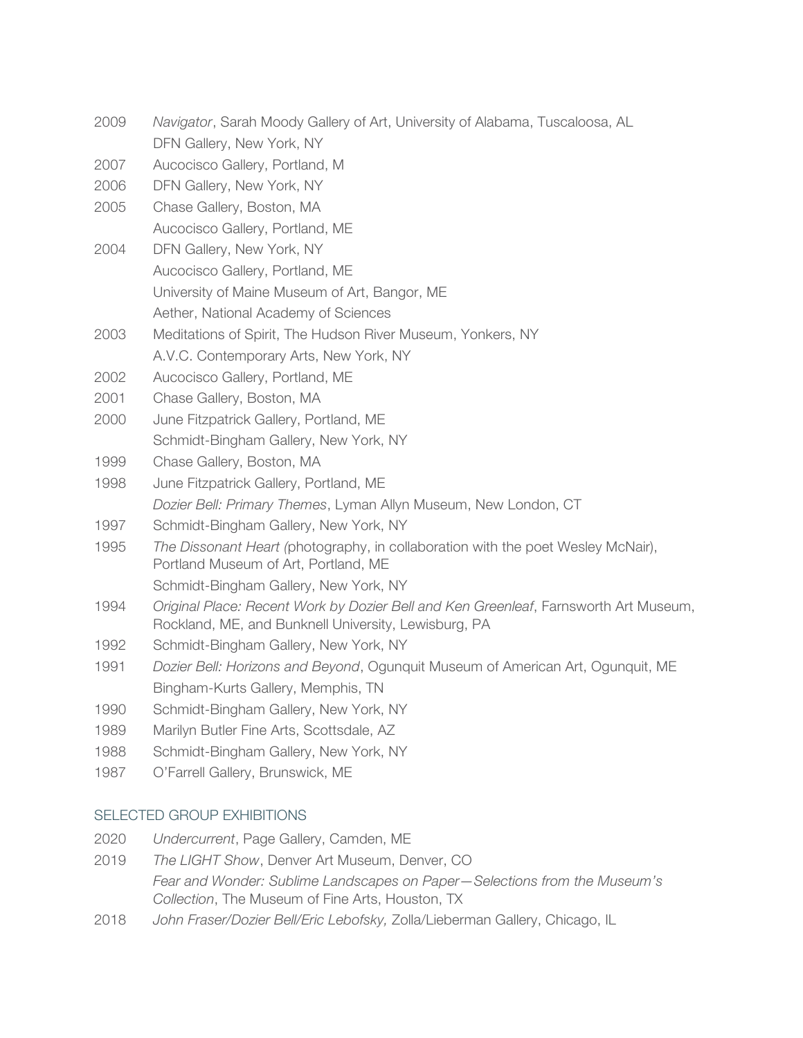2009 *Navigator*, Sarah Moody Gallery of Art, University of Alabama, Tuscaloosa, AL
DFN Gallery, New York, NY

2007 Aucocisco Gallery, Portland, M

2006 DFN Gallery, New York, NY

2005 Chase Gallery, Boston, MA
Aucocisco Gallery, Portland, ME

2004 DFN Gallery, New York, NY
Aucocisco Gallery, Portland, ME
University of Maine Museum of Art, Bangor, ME
Aether, National Academy of Sciences

2003 Meditations of Spirit, The Hudson River Museum, Yonkers, NY
A.V.C. Contemporary Arts, New York, NY

2002 Aucocisco Gallery, Portland, ME

2001 Chase Gallery, Boston, MA

2000 June Fitzpatrick Gallery, Portland, ME
Schmidt-Bingham Gallery, New York, NY

1999 Chase Gallery, Boston, MA

1998 June Fitzpatrick Gallery, Portland, ME
*Dozier Bell: Primary Themes*, Lyman Allyn Museum, New London, CT

1997 Schmidt-Bingham Gallery, New York, NY

1995 *The Dissonant Heart (*photography, in collaboration with the poet Wesley McNair), Portland Museum of Art, Portland, ME
Schmidt-Bingham Gallery, New York, NY

1994 *Original Place: Recent Work by Dozier Bell and Ken Greenleaf*, Farnsworth Art Museum, Rockland, ME, and Bunknell University, Lewisburg, PA

1992 Schmidt-Bingham Gallery, New York, NY

1991 *Dozier Bell: Horizons and Beyond*, Ogunquit Museum of American Art, Ogunquit, ME
Bingham-Kurts Gallery, Memphis, TN

1990 Schmidt-Bingham Gallery, New York, NY

1989 Marilyn Butler Fine Arts, Scottsdale, AZ

1988 Schmidt-Bingham Gallery, New York, NY

1987 O'Farrell Gallery, Brunswick, ME

## SELECTED GROUP EXHIBITIONS

2020 *Undercurrent*, Page Gallery, Camden, ME

2019 *The LIGHT Show*, Denver Art Museum, Denver, CO
*Fear and Wonder: Sublime Landscapes on Paper—Selections from the Museum's Collection*, The Museum of Fine Arts, Houston, TX

2018 *John Fraser/Dozier Bell/Eric Lebofsky,* Zolla/Lieberman Gallery, Chicago, IL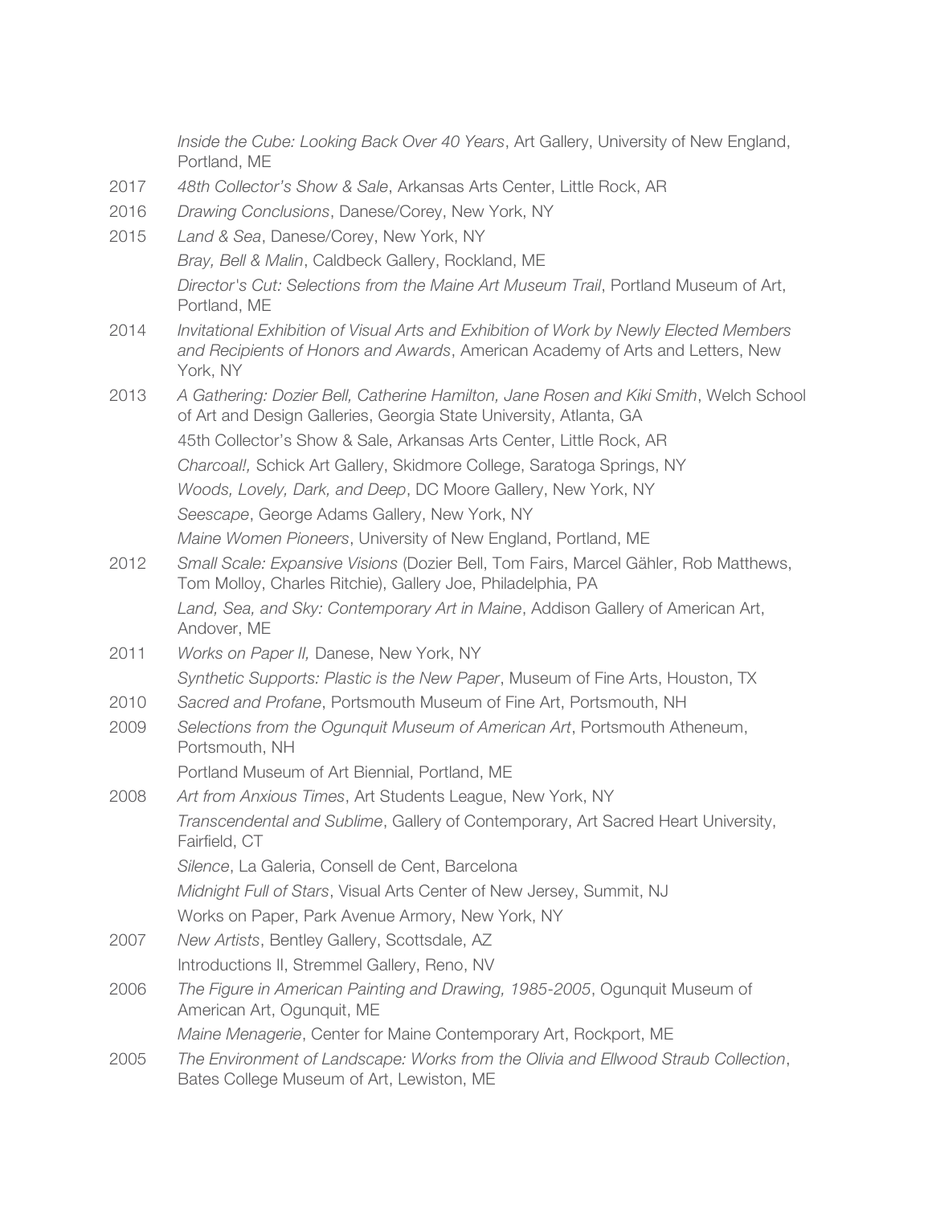*Inside the Cube: Looking Back Over 40 Years*, Art Gallery, University of New England, Portland, ME

2017 *48th Collector's Show & Sale*, Arkansas Arts Center, Little Rock, AR

2016 *Drawing Conclusions*, Danese/Corey, New York, NY

2015 *Land & Sea*, Danese/Corey, New York, NY

*Bray, Bell & Malin*, Caldbeck Gallery, Rockland, ME

*Director's Cut: Selections from the Maine Art Museum Trail*, Portland Museum of Art, Portland, ME

2014 *Invitational Exhibition of Visual Arts and Exhibition of Work by Newly Elected Members and Recipients of Honors and Awards*, American Academy of Arts and Letters, New York, NY

2013 *A Gathering: Dozier Bell, Catherine Hamilton, Jane Rosen and Kiki Smith*, Welch School of Art and Design Galleries, Georgia State University, Atlanta, GA

45th Collector's Show & Sale, Arkansas Arts Center, Little Rock, AR

*Charcoal!,* Schick Art Gallery, Skidmore College, Saratoga Springs, NY

*Woods, Lovely, Dark, and Deep*, DC Moore Gallery, New York, NY

*Seescape*, George Adams Gallery, New York, NY

*Maine Women Pioneers*, University of New England, Portland, ME

2012 *Small Scale: Expansive Visions* (Dozier Bell, Tom Fairs, Marcel Gähler, Rob Matthews, Tom Molloy, Charles Ritchie), Gallery Joe, Philadelphia, PA

*Land, Sea, and Sky: Contemporary Art in Maine*, Addison Gallery of American Art, Andover, ME

2011 *Works on Paper II,* Danese, New York, NY

*Synthetic Supports: Plastic is the New Paper*, Museum of Fine Arts, Houston, TX

2010 *Sacred and Profane*, Portsmouth Museum of Fine Art, Portsmouth, NH

2009 *Selections from the Ogunquit Museum of American Art*, Portsmouth Atheneum, Portsmouth, NH

Portland Museum of Art Biennial, Portland, ME

2008 *Art from Anxious Times*, Art Students League, New York, NY

*Transcendental and Sublime*, Gallery of Contemporary, Art Sacred Heart University, Fairfield, CT

*Silence*, La Galeria, Consell de Cent, Barcelona

*Midnight Full of Stars*, Visual Arts Center of New Jersey, Summit, NJ

Works on Paper, Park Avenue Armory, New York, NY

2007 *New Artists*, Bentley Gallery, Scottsdale, AZ

Introductions II, Stremmel Gallery, Reno, NV

2006 *The Figure in American Painting and Drawing, 1985-2005*, Ogunquit Museum of American Art, Ogunquit, ME

*Maine Menagerie*, Center for Maine Contemporary Art, Rockport, ME

2005 *The Environment of Landscape: Works from the Olivia and Ellwood Straub Collection*, Bates College Museum of Art, Lewiston, ME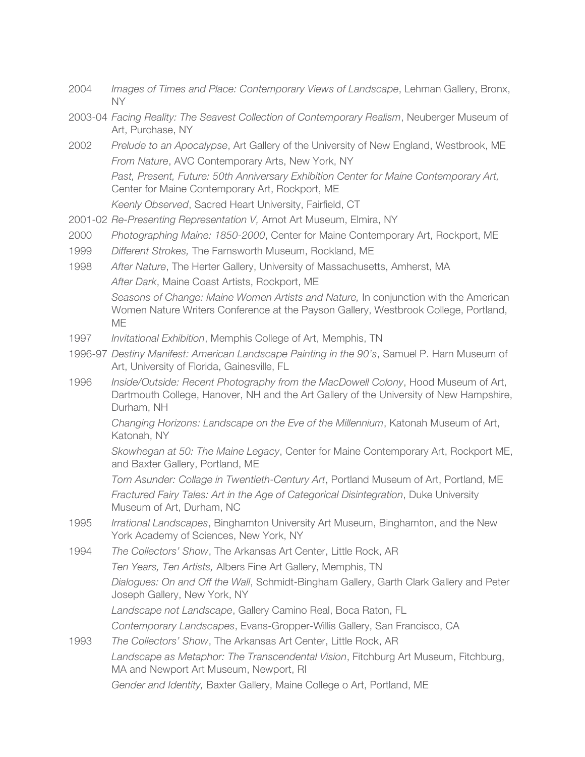2004 *Images of Times and Place: Contemporary Views of Landscape*, Lehman Gallery, Bronx, NY

2003-04 *Facing Reality: The Seavest Collection of Contemporary Realism*, Neuberger Museum of Art, Purchase, NY

2002 *Prelude to an Apocalypse*, Art Gallery of the University of New England, Westbrook, ME

*From Nature*, AVC Contemporary Arts, New York, NY

*Past, Present, Future: 50th Anniversary Exhibition Center for Maine Contemporary Art,* Center for Maine Contemporary Art, Rockport, ME

*Keenly Observed*, Sacred Heart University, Fairfield, CT

2001-02 *Re-Presenting Representation V,* Arnot Art Museum, Elmira, NY

2000 *Photographing Maine: 1850-2000*, Center for Maine Contemporary Art, Rockport, ME

1999 *Different Strokes,* The Farnsworth Museum, Rockland, ME

1998 *After Nature*, The Herter Gallery, University of Massachusetts, Amherst, MA

*After Dark*, Maine Coast Artists, Rockport, ME

*Seasons of Change: Maine Women Artists and Nature,* In conjunction with the American Women Nature Writers Conference at the Payson Gallery, Westbrook College, Portland, ME

1997 *Invitational Exhibition*, Memphis College of Art, Memphis, TN

1996-97 *Destiny Manifest: American Landscape Painting in the 90's*, Samuel P. Harn Museum of Art, University of Florida, Gainesville, FL

1996 *Inside/Outside: Recent Photography from the MacDowell Colony*, Hood Museum of Art, Dartmouth College, Hanover, NH and the Art Gallery of the University of New Hampshire, Durham, NH

*Changing Horizons: Landscape on the Eve of the Millennium*, Katonah Museum of Art, Katonah, NY

*Skowhegan at 50: The Maine Legacy*, Center for Maine Contemporary Art, Rockport ME, and Baxter Gallery, Portland, ME

*Torn Asunder: Collage in Twentieth-Century Art*, Portland Museum of Art, Portland, ME

*Fractured Fairy Tales: Art in the Age of Categorical Disintegration*, Duke University Museum of Art, Durham, NC

1995 *Irrational Landscapes*, Binghamton University Art Museum, Binghamton, and the New York Academy of Sciences, New York, NY

1994 *The Collectors' Show*, The Arkansas Art Center, Little Rock, AR

*Ten Years, Ten Artists,* Albers Fine Art Gallery, Memphis, TN

*Dialogues: On and Off the Wall*, Schmidt-Bingham Gallery, Garth Clark Gallery and Peter Joseph Gallery, New York, NY

*Landscape not Landscape*, Gallery Camino Real, Boca Raton, FL

*Contemporary Landscapes*, Evans-Gropper-Willis Gallery, San Francisco, CA

1993 *The Collectors' Show*, The Arkansas Art Center, Little Rock, AR

*Landscape as Metaphor: The Transcendental Vision*, Fitchburg Art Museum, Fitchburg, MA and Newport Art Museum, Newport, RI

*Gender and Identity,* Baxter Gallery, Maine College o Art, Portland, ME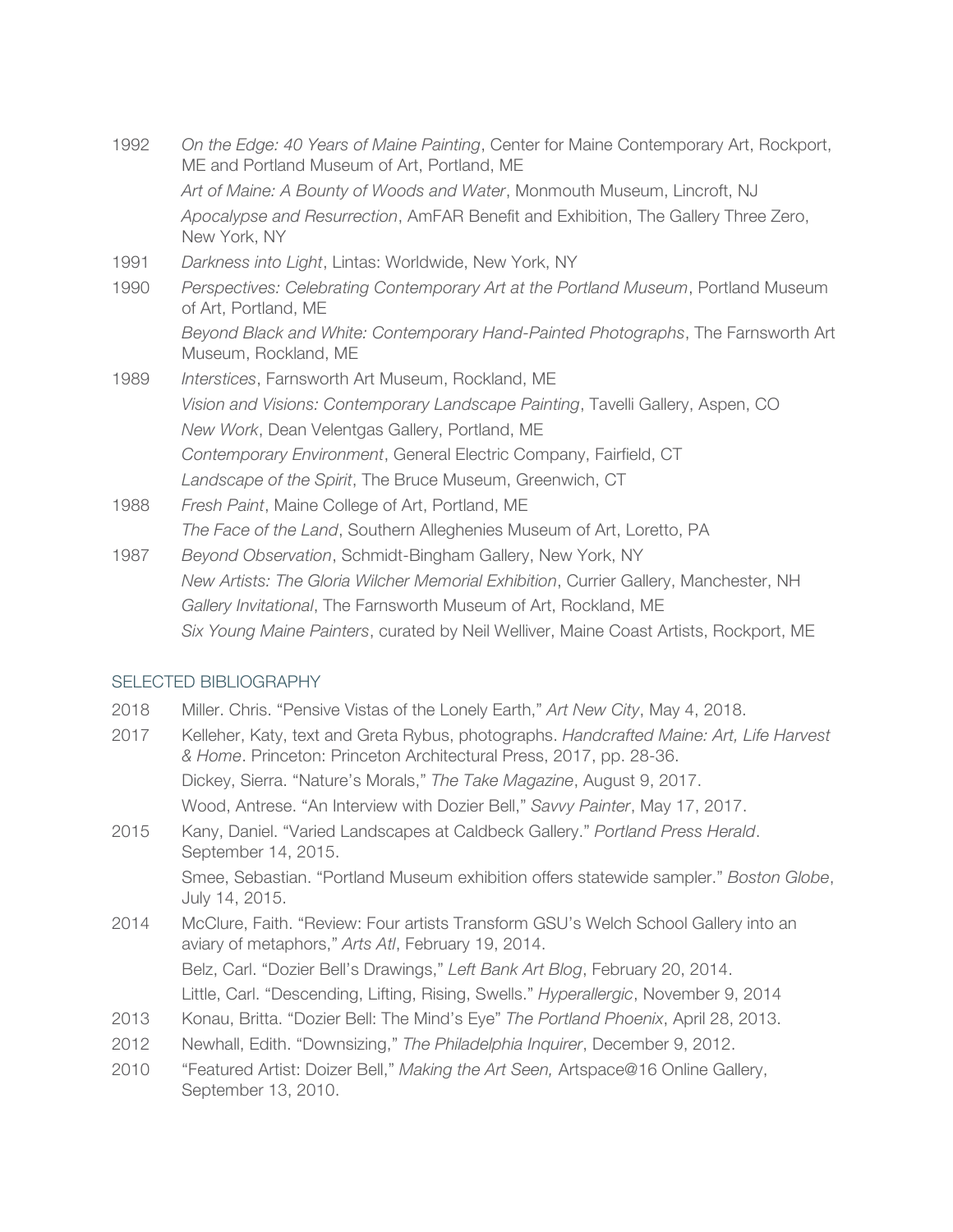1992 *On the Edge: 40 Years of Maine Painting*, Center for Maine Contemporary Art, Rockport, ME and Portland Museum of Art, Portland, ME

*Art of Maine: A Bounty of Woods and Water*, Monmouth Museum, Lincroft, NJ

*Apocalypse and Resurrection*, AmFAR Benefit and Exhibition, The Gallery Three Zero, New York, NY

1991 *Darkness into Light*, Lintas: Worldwide, New York, NY

1990 *Perspectives: Celebrating Contemporary Art at the Portland Museum*, Portland Museum of Art, Portland, ME

*Beyond Black and White: Contemporary Hand-Painted Photographs*, The Farnsworth Art Museum, Rockland, ME

1989 *Interstices*, Farnsworth Art Museum, Rockland, ME

*Vision and Visions: Contemporary Landscape Painting*, Tavelli Gallery, Aspen, CO

*New Work*, Dean Velentgas Gallery, Portland, ME

*Contemporary Environment*, General Electric Company, Fairfield, CT

*Landscape of the Spirit*, The Bruce Museum, Greenwich, CT

1988 *Fresh Paint*, Maine College of Art, Portland, ME

*The Face of the Land*, Southern Alleghenies Museum of Art, Loretto, PA

1987 *Beyond Observation*, Schmidt-Bingham Gallery, New York, NY

*New Artists: The Gloria Wilcher Memorial Exhibition*, Currier Gallery, Manchester, NH

*Gallery Invitational*, The Farnsworth Museum of Art, Rockland, ME

*Six Young Maine Painters*, curated by Neil Welliver, Maine Coast Artists, Rockport, ME

## SELECTED BIBLIOGRAPHY

2018 Miller. Chris. "Pensive Vistas of the Lonely Earth," *Art New City*, May 4, 2018.

2017 Kelleher, Katy, text and Greta Rybus, photographs. *Handcrafted Maine: Art, Life Harvest & Home*. Princeton: Princeton Architectural Press, 2017, pp. 28-36.

Dickey, Sierra. "Nature's Morals," *The Take Magazine*, August 9, 2017.

Wood, Antrese. "An Interview with Dozier Bell," *Savvy Painter*, May 17, 2017.

2015 Kany, Daniel. "Varied Landscapes at Caldbeck Gallery." *Portland Press Herald*. September 14, 2015.

Smee, Sebastian. "Portland Museum exhibition offers statewide sampler." *Boston Globe*, July 14, 2015.

2014 McClure, Faith. "Review: Four artists Transform GSU's Welch School Gallery into an aviary of metaphors," *Arts Atl*, February 19, 2014.

Belz, Carl. "Dozier Bell's Drawings," *Left Bank Art Blog*, February 20, 2014.

Little, Carl. "Descending, Lifting, Rising, Swells." *Hyperallergic*, November 9, 2014

2013 Konau, Britta. "Dozier Bell: The Mind's Eye" *The Portland Phoenix*, April 28, 2013.

2012 Newhall, Edith. "Downsizing," *The Philadelphia Inquirer*, December 9, 2012.

2010 "Featured Artist: Doizer Bell," *Making the Art Seen,* Artspace@16 Online Gallery, September 13, 2010.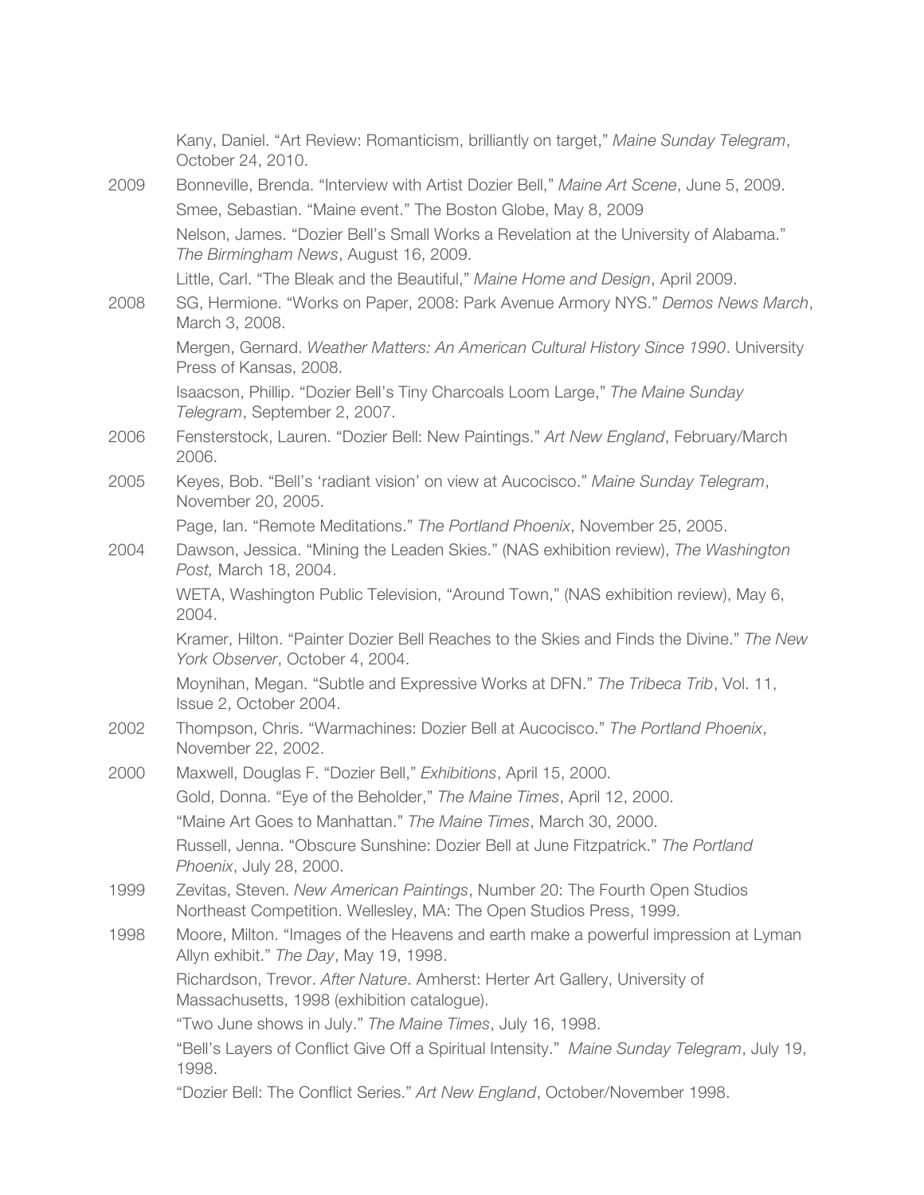Kany, Daniel. "Art Review: Romanticism, brilliantly on target," *Maine Sunday Telegram*, October 24, 2010.

2009 Bonneville, Brenda. "Interview with Artist Dozier Bell," *Maine Art Scene*, June 5, 2009.

Smee, Sebastian. "Maine event." The Boston Globe, May 8, 2009

Nelson, James. "Dozier Bell's Small Works a Revelation at the University of Alabama." *The Birmingham News*, August 16, 2009.

Little, Carl. "The Bleak and the Beautiful," *Maine Home and Design*, April 2009.

2008 SG, Hermione. "Works on Paper, 2008: Park Avenue Armory NYS." *Demos News March*, March 3, 2008.

Mergen, Gernard. *Weather Matters: An American Cultural History Since 1990*. University Press of Kansas, 2008.

Isaacson, Phillip. "Dozier Bell's Tiny Charcoals Loom Large," *The Maine Sunday Telegram*, September 2, 2007.

2006 Fensterstock, Lauren. "Dozier Bell: New Paintings." *Art New England*, February/March 2006.

2005 Keyes, Bob. "Bell's 'radiant vision' on view at Aucocisco." *Maine Sunday Telegram*, November 20, 2005.

Page, Ian. "Remote Meditations." *The Portland Phoenix*, November 25, 2005.

2004 Dawson, Jessica. "Mining the Leaden Skies." (NAS exhibition review), *The Washington Post,* March 18, 2004.

WETA, Washington Public Television, "Around Town," (NAS exhibition review), May 6, 2004.

Kramer, Hilton. "Painter Dozier Bell Reaches to the Skies and Finds the Divine." *The New York Observer*, October 4, 2004.

Moynihan, Megan. "Subtle and Expressive Works at DFN." *The Tribeca Trib*, Vol. 11, Issue 2, October 2004.

2002 Thompson, Chris. "Warmachines: Dozier Bell at Aucocisco." *The Portland Phoenix*, November 22, 2002.

2000 Maxwell, Douglas F. "Dozier Bell," *Exhibitions*, April 15, 2000.

Gold, Donna. "Eye of the Beholder," *The Maine Times*, April 12, 2000.

"Maine Art Goes to Manhattan." *The Maine Times*, March 30, 2000.

Russell, Jenna. "Obscure Sunshine: Dozier Bell at June Fitzpatrick." *The Portland Phoenix*, July 28, 2000.

1999 Zevitas, Steven. *New American Paintings*, Number 20: The Fourth Open Studios Northeast Competition. Wellesley, MA: The Open Studios Press, 1999.

1998 Moore, Milton. "Images of the Heavens and earth make a powerful impression at Lyman Allyn exhibit." *The Day*, May 19, 1998.

Richardson, Trevor. *After Nature*. Amherst: Herter Art Gallery, University of Massachusetts, 1998 (exhibition catalogue).

"Two June shows in July." *The Maine Times*, July 16, 1998.

"Bell's Layers of Conflict Give Off a Spiritual Intensity." *Maine Sunday Telegram*, July 19, 1998.

"Dozier Bell: The Conflict Series." *Art New England*, October/November 1998.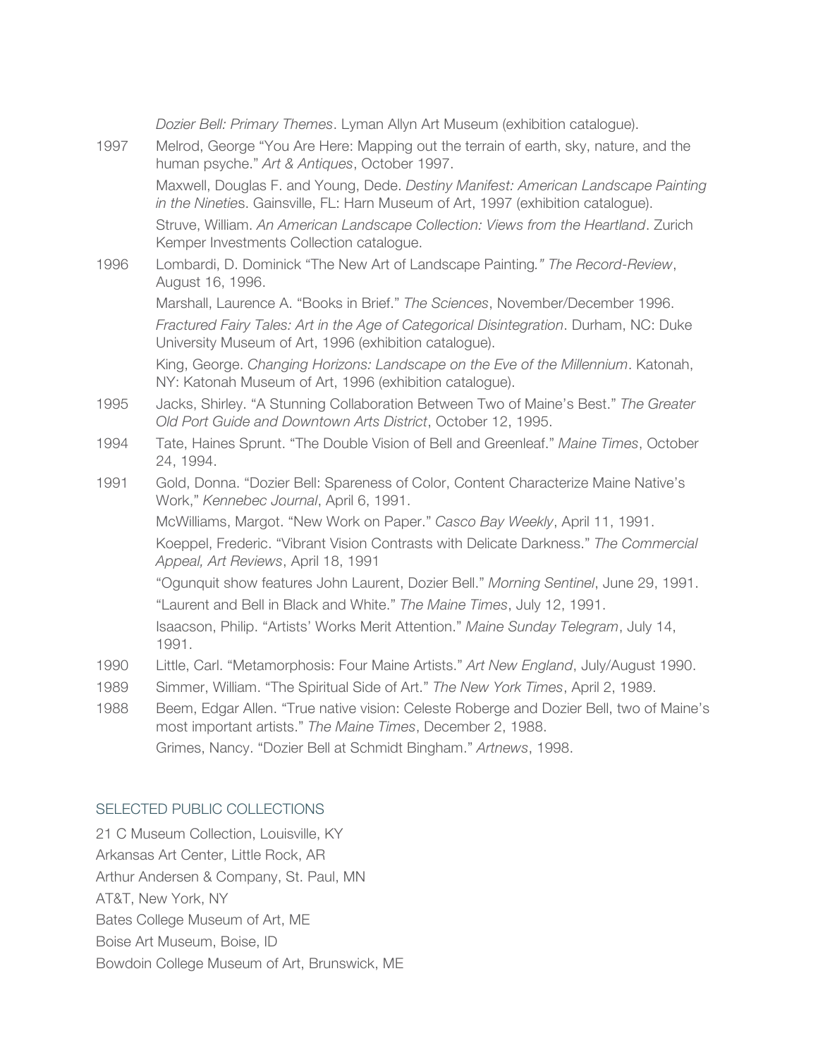*Dozier Bell: Primary Themes*. Lyman Allyn Art Museum (exhibition catalogue).

1997 Melrod, George "You Are Here: Mapping out the terrain of earth, sky, nature, and the human psyche." *Art & Antiques*, October 1997.

Maxwell, Douglas F. and Young, Dede. *Destiny Manifest: American Landscape Painting in the Nineties*. Gainsville, FL: Harn Museum of Art, 1997 (exhibition catalogue).

Struve, William. *An American Landscape Collection: Views from the Heartland*. Zurich Kemper Investments Collection catalogue.

1996 Lombardi, D. Dominick "The New Art of Landscape Painting*." The Record-Review*, August 16, 1996.

Marshall, Laurence A. "Books in Brief." *The Sciences*, November/December 1996.

*Fractured Fairy Tales: Art in the Age of Categorical Disintegration*. Durham, NC: Duke University Museum of Art, 1996 (exhibition catalogue).

King, George. *Changing Horizons: Landscape on the Eve of the Millennium*. Katonah, NY: Katonah Museum of Art, 1996 (exhibition catalogue).

1995 Jacks, Shirley. "A Stunning Collaboration Between Two of Maine's Best." *The Greater Old Port Guide and Downtown Arts District*, October 12, 1995.

1994 Tate, Haines Sprunt. "The Double Vision of Bell and Greenleaf." *Maine Times*, October 24, 1994.

1991 Gold, Donna. "Dozier Bell: Spareness of Color, Content Characterize Maine Native's Work," *Kennebec Journal*, April 6, 1991.

McWilliams, Margot. "New Work on Paper." *Casco Bay Weekly*, April 11, 1991.

Koeppel, Frederic. "Vibrant Vision Contrasts with Delicate Darkness." *The Commercial Appeal, Art Reviews*, April 18, 1991

"Ogunquit show features John Laurent, Dozier Bell." *Morning Sentinel*, June 29, 1991.

"Laurent and Bell in Black and White." *The Maine Times*, July 12, 1991.

Isaacson, Philip. "Artists' Works Merit Attention." *Maine Sunday Telegram*, July 14, 1991.

1990 Little, Carl. "Metamorphosis: Four Maine Artists." *Art New England*, July/August 1990.

1989 Simmer, William. "The Spiritual Side of Art." *The New York Times*, April 2, 1989.

1988 Beem, Edgar Allen. "True native vision: Celeste Roberge and Dozier Bell, two of Maine's most important artists." *The Maine Times*, December 2, 1988.

Grimes, Nancy. "Dozier Bell at Schmidt Bingham." *Artnews*, 1998.

## SELECTED PUBLIC COLLECTIONS

21 C Museum Collection, Louisville, KY

Arkansas Art Center, Little Rock, AR

Arthur Andersen & Company, St. Paul, MN

AT&T, New York, NY

Bates College Museum of Art, ME

Boise Art Museum, Boise, ID

Bowdoin College Museum of Art, Brunswick, ME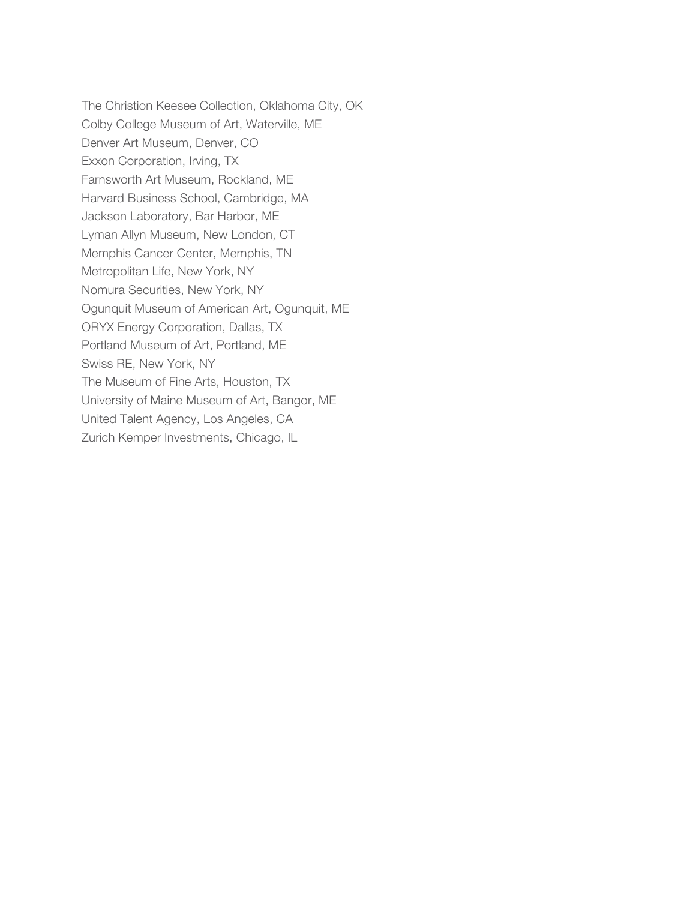The Christion Keesee Collection, Oklahoma City, OK
Colby College Museum of Art, Waterville, ME
Denver Art Museum, Denver, CO
Exxon Corporation, Irving, TX
Farnsworth Art Museum, Rockland, ME
Harvard Business School, Cambridge, MA
Jackson Laboratory, Bar Harbor, ME
Lyman Allyn Museum, New London, CT
Memphis Cancer Center, Memphis, TN
Metropolitan Life, New York, NY
Nomura Securities, New York, NY
Ogunquit Museum of American Art, Ogunquit, ME
ORYX Energy Corporation, Dallas, TX
Portland Museum of Art, Portland, ME
Swiss RE, New York, NY
The Museum of Fine Arts, Houston, TX
University of Maine Museum of Art, Bangor, ME
United Talent Agency, Los Angeles, CA
Zurich Kemper Investments, Chicago, IL